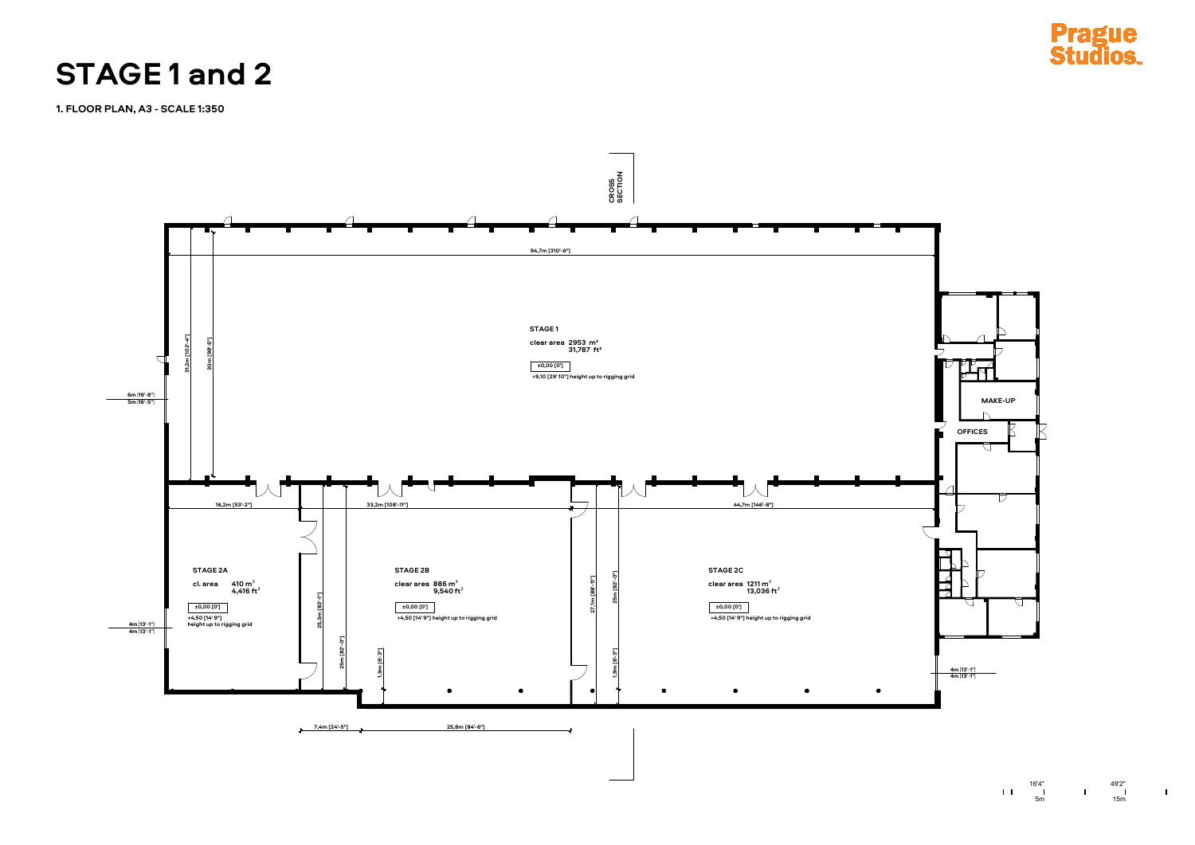# STAGE 1 and 2

**1. FLOOR PLAN, A3 - SCALE 1:350**

Prague Studios

CROSS SECTION

94,7m [310'-6"]

31,2m [102'-4"]

30m [98'-5"]

6m [19'-8"]
5m [16'-5"]

**STAGE 1**

**clear area 2953 m²**
**31,787 ft²**

±0,00 [0']

+9,10 [29'10"] height up to rigging grid

MAKE-UP

OFFICES

16,2m [53'-2"]

33,2m [108'-11"]

44,7m [146'-8"]

**STAGE 2A**

**cl. area 410 m²**
**4,416 ft²**

±0,00 [0']

+4,50 [14'9"]
height up to rigging grid

4m [13'-1"]
4m [13'-1"]

25,3m [83'-1"]

25m [82'-0"]

1,9m [6'-3"]

**STAGE 2B**

**clear area 886 m²**
**9,540 ft²**

±0,00 [0']

+4,50 [14'9"] height up to rigging grid

27,1m [88'-11"]

25m [82'-0"]

1,9m [6'-3"]

**STAGE 2C**

**clear area 1211 m²**
**13,036 ft²**

±0,00 [0']

+4,50 [14'9"] height up to rigging grid

4m [13'-1"]
4m [13'-1"]

7,4m [24'-5"]

25,8m [84'-6"]

16'4" 49'2"
5m 15m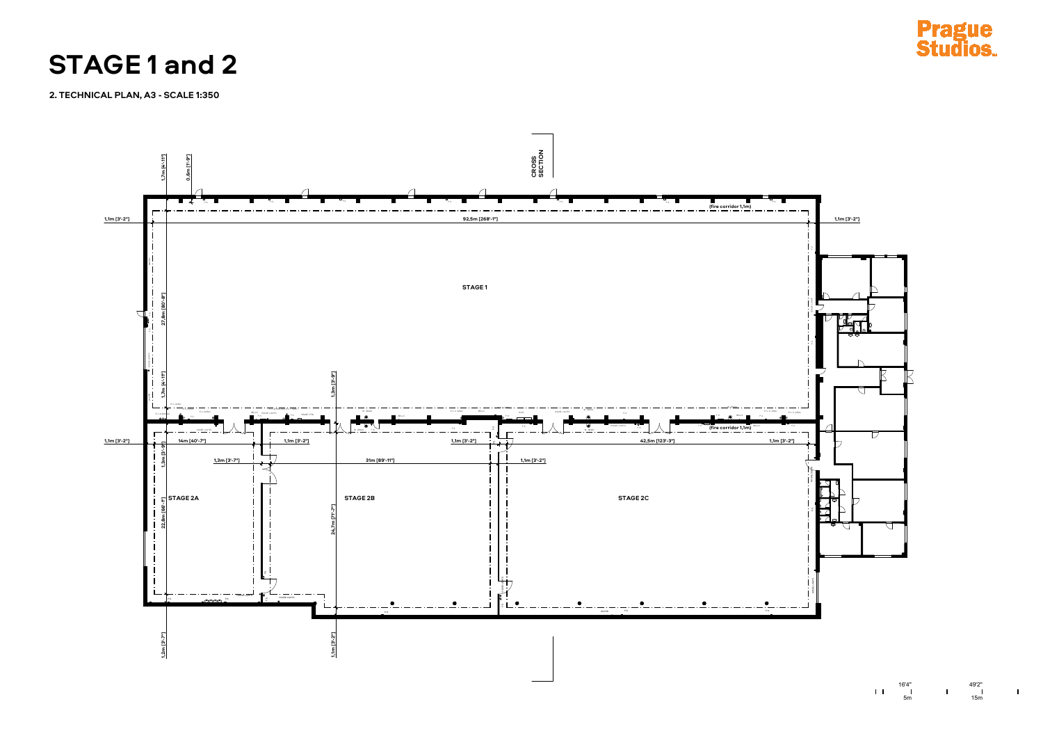# STAGE 1 and 2

**2. TECHNICAL PLAN, A3 - SCALE 1:350**

CROSS SECTION

STAGE 1

92,5m [268'-1"]

1,1m [3'-2"]

1,1m [3'-2"]

27,8m [80'-8"]

1,7m [4'-11"]

0,6m [1'-9"]

1,7m [4'-11"]

1,3m [3'-9"]

(fire corridor 1,1m)

(fire corridor 1,1m)

STAGE 2A

STAGE 2B

STAGE 2C

14m [40'-7"]

1,1m [3'-2"]

1,3m [3'-7"]

31m [89'-11"]

1,1m [3'-2"]

42,5m [123'-3"]

1,1m [3'-2"]

1,1m [3'-2"]

1,3m [3'-9"]

22,8m [66'-1"]

24,7m [71'-7"]

1,2m [3'-7"]

1,1m [3'-2"]

16'4" 5m

49'2" 15m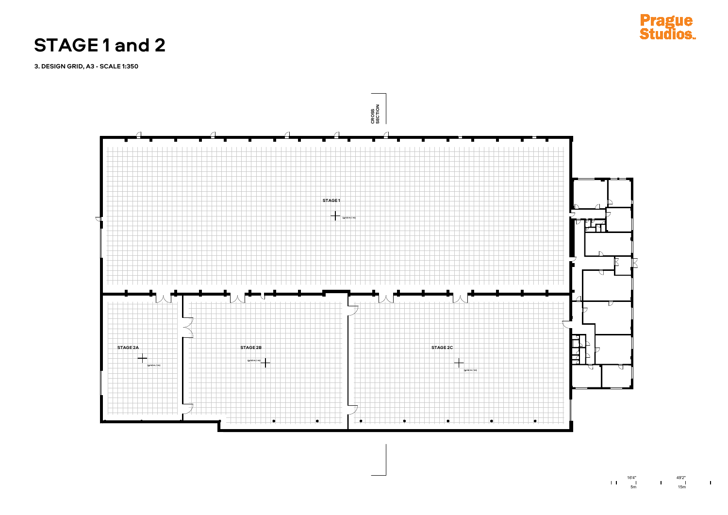# STAGE 1 and 2

**3. DESIGN GRID, A3 - SCALE 1:350**

CROSS SECTION

STAGE 1

(grid m / m)

STAGE 2A

(grid m / m)

STAGE 2B

(grid m / m)

STAGE 2C

(grid m / m)

16'4" 49'2"
5m 15m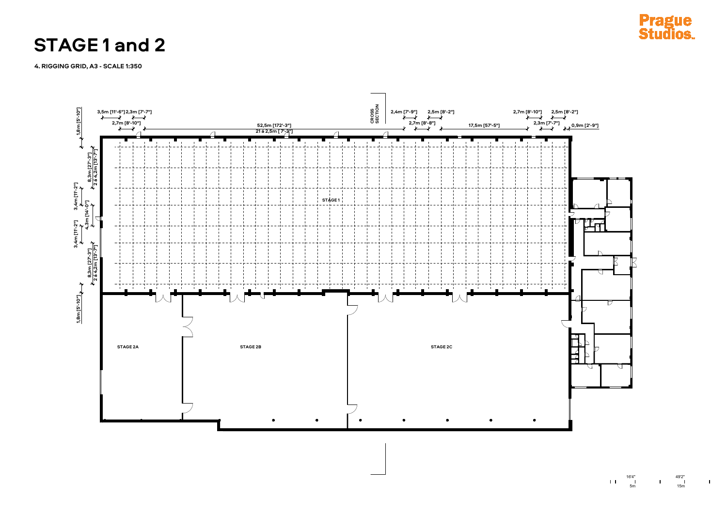# STAGE 1 and 2

**4. RIGGING GRID, A3 - SCALE 1:350**

Prague Studios

CROSS SECTION

3,5m [11'-6"]
2,3m [7'-7"]
2,7m [8'-10"]
52,5m [172'-3"]
21 á 2,5m [7'-3"]
2,4m [7'-9"]
2,5m [8'-2"]
2,7m [8'-8"]
17,5m [57'-5"]
2,7m [8'-10"]
2,5m [8'-2"]
2,3m [7'-7"]
0,9m [2'-9"]

1,8m [5'-10"]
8,3m [27'-3"]
2 á 4,2m [13'-7"]
3,4m [11'-2"]
4,3m [14'-0"]
3,4m [11'-2"]
8,3m [27'-3"]
2 á 4,2m [13'-7"]
1,8m [5'-10"]

STAGE 1

STAGE 2A

STAGE 2B

STAGE 2C

16'4"
5m
49'2"
15m